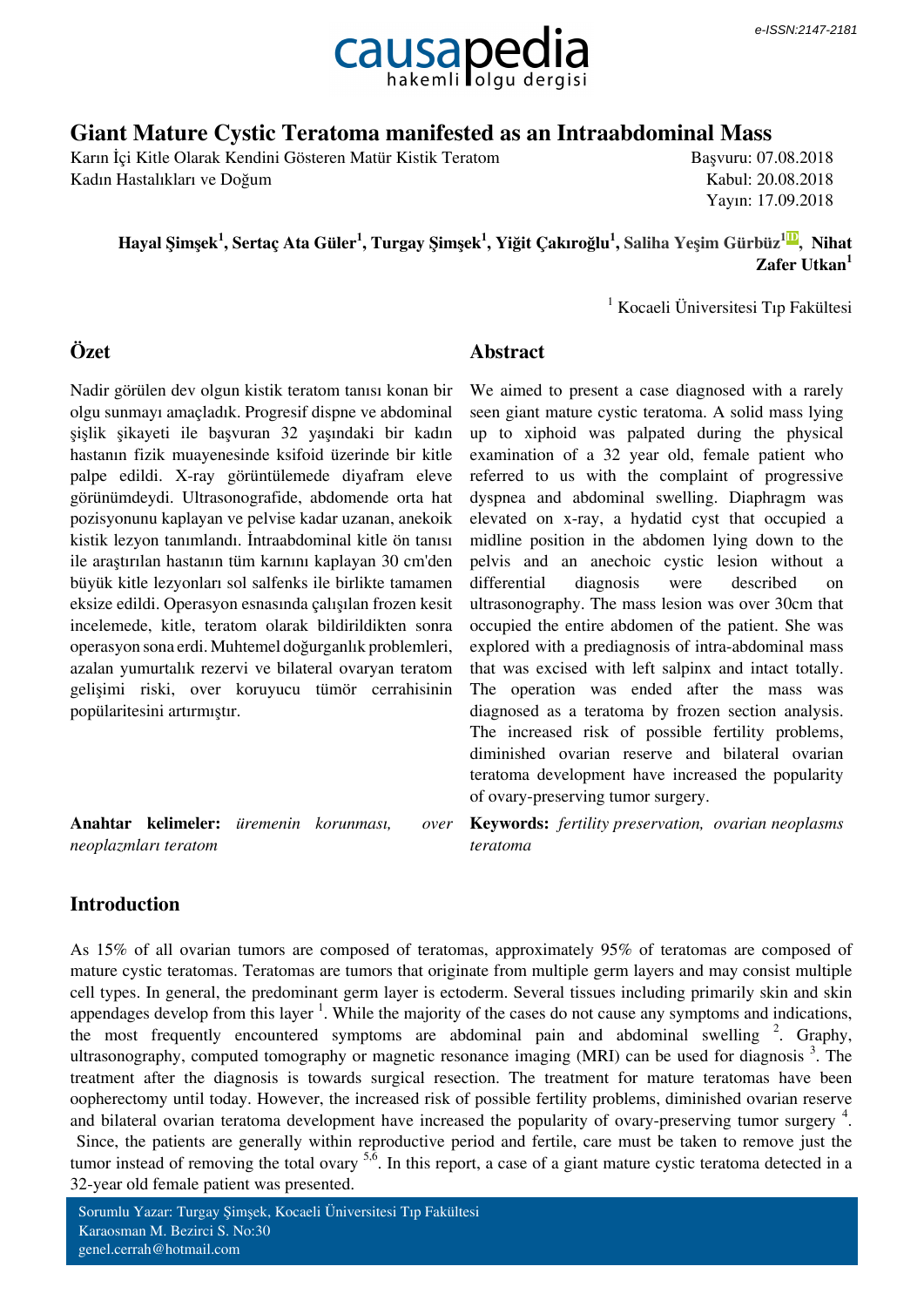# Giant Mature Cystic Teratoma manifested as an Intraabdominal Mass

Karın İçi Kitle Olarak Kendini Gösteren Matür Kistik Teratom
Kadın Hastalıkları ve Doğum

Başvuru: 07.08.2018
Kabul: 20.08.2018
Yayın: 17.09.2018

**Hayal Şimşek[1], Sertaç Ata Güler[1], Turgay Şimşek[1], Yiğit Çakıroğlu[1], Saliha Yeşim Gürbüz[1], Nihat Zafer Utkan[1]**

[1] Kocaeli Üniversitesi Tıp Fakültesi

## Özet

Nadir görülen dev olgun kistik teratom tanısı konan bir olgu sunmayı amaçladık. Progresif dispne ve abdominal şişlik şikayeti ile başvuran 32 yaşındaki bir kadın hastanın fizik muayenesinde ksifoid üzerinde bir kitle palpe edildi. X-ray görüntülemede diyafram eleve görünümdeydi. Ultrasonografide, abdomende orta hat pozisyonunu kaplayan ve pelvise kadar uzanan, anekoik kistik lezyon tanımlandı. İntraabdominal kitle ön tanısı ile araştırılan hastanın tüm karnını kaplayan 30 cm'den büyük kitle lezyonları sol salfenks ile birlikte tamamen eksize edildi. Operasyon esnasında çalışılan frozen kesit incelemede, kitle, teratom olarak bildirildikten sonra operasyon sona erdi. Muhtemel doğurganlık problemleri, azalan yumurtalık rezervi ve bilateral ovaryan teratom gelişimi riski, over koruyucu tümör cerrahisinin popülaritesini artırmıştır.

**Anahtar kelimeler:** *üremenin korunması, over neoplazmları teratom*

## Abstract

We aimed to present a case diagnosed with a rarely seen giant mature cystic teratoma. A solid mass lying up to xiphoid was palpated during the physical examination of a 32 year old, female patient who referred to us with the complaint of progressive dyspnea and abdominal swelling. Diaphragm was elevated on x-ray, a hydatid cyst that occupied a midline position in the abdomen lying down to the pelvis and an anechoic cystic lesion without a differential diagnosis were described on ultrasonography. The mass lesion was over 30cm that occupied the entire abdomen of the patient. She was explored with a prediagnosis of intra-abdominal mass that was excised with left salpinx and intact totally. The operation was ended after the mass was diagnosed as a teratoma by frozen section analysis. The increased risk of possible fertility problems, diminished ovarian reserve and bilateral ovarian teratoma development have increased the popularity of ovary-preserving tumor surgery.

**Keywords:** *fertility preservation, ovarian neoplasms teratoma*

## Introduction

As 15% of all ovarian tumors are composed of teratomas, approximately 95% of teratomas are composed of mature cystic teratomas. Teratomas are tumors that originate from multiple germ layers and may consist multiple cell types. In general, the predominant germ layer is ectoderm. Several tissues including primarily skin and skin appendages develop from this layer [1]. While the majority of the cases do not cause any symptoms and indications, the most frequently encountered symptoms are abdominal pain and abdominal swelling [2]. Graphy, ultrasonography, computed tomography or magnetic resonance imaging (MRI) can be used for diagnosis [3]. The treatment after the diagnosis is towards surgical resection. The treatment for mature teratomas have been oopherectomy until today. However, the increased risk of possible fertility problems, diminished ovarian reserve and bilateral ovarian teratoma development have increased the popularity of ovary-preserving tumor surgery [4]. Since, the patients are generally within reproductive period and fertile, care must be taken to remove just the tumor instead of removing the total ovary [5,6]. In this report, a case of a giant mature cystic teratoma detected in a 32-year old female patient was presented.

Sorumlu Yazar: Turgay Şimşek, Kocaeli Üniversitesi Tıp Fakültesi
Karaosman M. Bezirci S. No:30
genel.cerrah@hotmail.com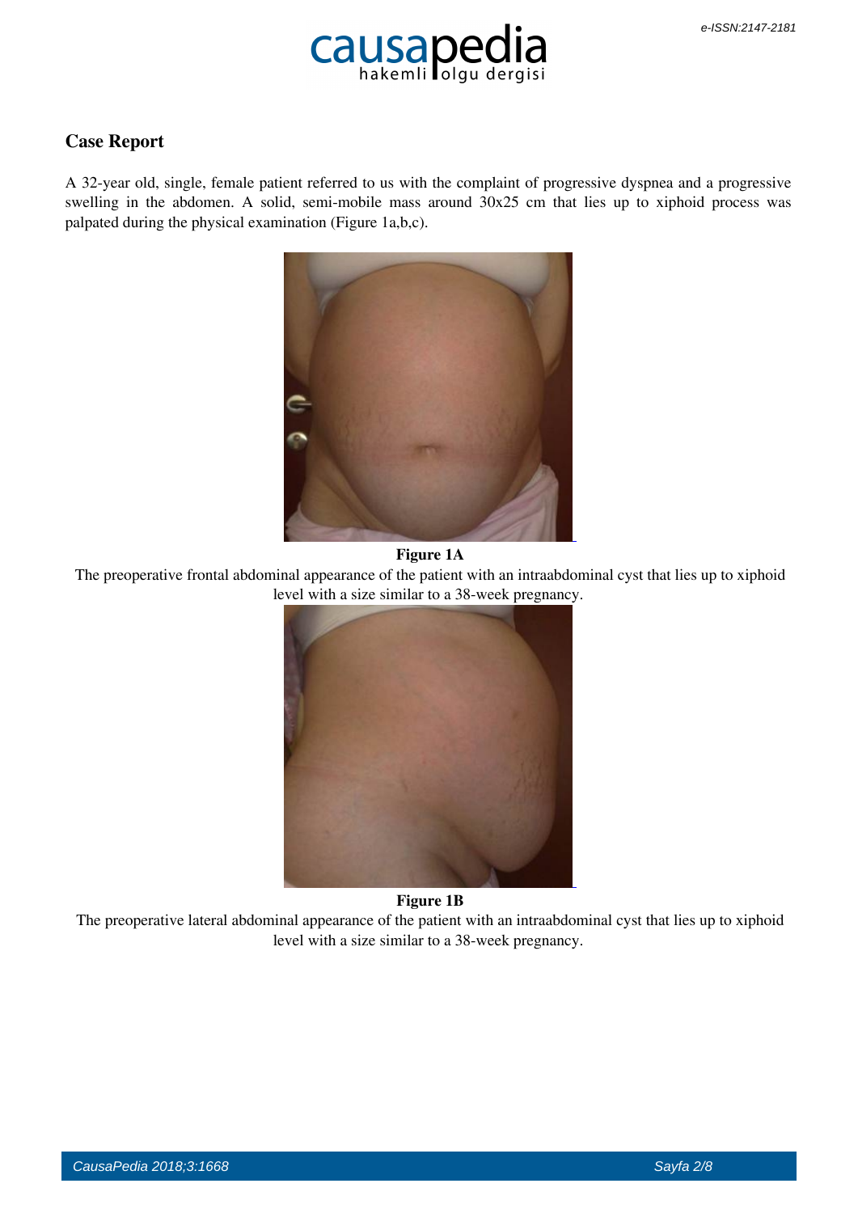## Case Report

A 32-year old, single, female patient referred to us with the complaint of progressive dyspnea and a progressive swelling in the abdomen. A solid, semi-mobile mass around 30x25 cm that lies up to xiphoid process was palpated during the physical examination (Figure 1a,b,c).

**Figure 1A**

The preoperative frontal abdominal appearance of the patient with an intraabdominal cyst that lies up to xiphoid level with a size similar to a 38-week pregnancy.

**Figure 1B**

The preoperative lateral abdominal appearance of the patient with an intraabdominal cyst that lies up to xiphoid level with a size similar to a 38-week pregnancy.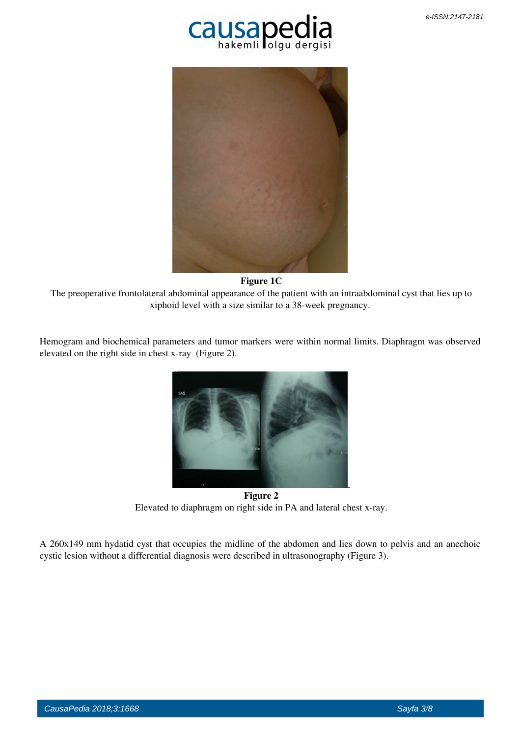**Figure 1C**

The preoperative frontolateral abdominal appearance of the patient with an intraabdominal cyst that lies up to xiphoid level with a size similar to a 38-week pregnancy.

Hemogram and biochemical parameters and tumor markers were within normal limits. Diaphragm was observed elevated on the right side in chest x-ray (Figure 2).

**Figure 2**

Elevated to diaphragm on right side in PA and lateral chest x-ray.

A 260x149 mm hydatid cyst that occupies the midline of the abdomen and lies down to pelvis and an anechoic cystic lesion without a differential diagnosis were described in ultrasonography (Figure 3).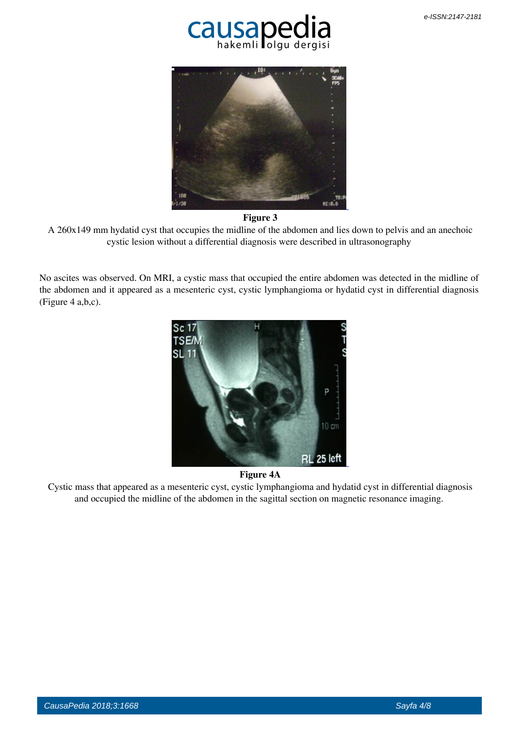**Figure 3**

A 260x149 mm hydatid cyst that occupies the midline of the abdomen and lies down to pelvis and an anechoic cystic lesion without a differential diagnosis were described in ultrasonography

No ascites was observed. On MRI, a cystic mass that occupied the entire abdomen was detected in the midline of the abdomen and it appeared as a mesenteric cyst, cystic lymphangioma or hydatid cyst in differential diagnosis (Figure 4 a,b,c).

**Figure 4A**

Cystic mass that appeared as a mesenteric cyst, cystic lymphangioma and hydatid cyst in differential diagnosis and occupied the midline of the abdomen in the sagittal section on magnetic resonance imaging.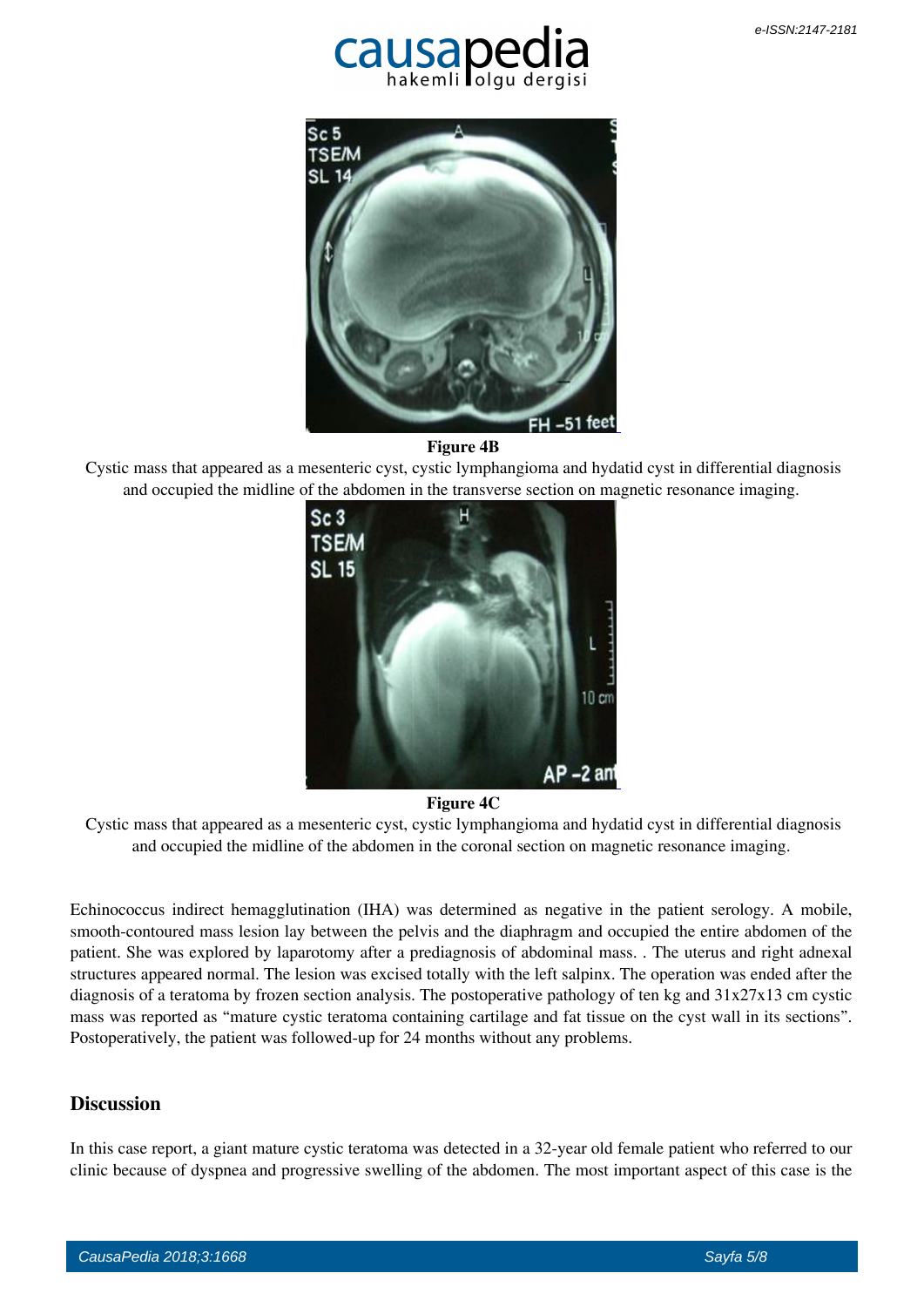**Figure 4B**

Cystic mass that appeared as a mesenteric cyst, cystic lymphangioma and hydatid cyst in differential diagnosis and occupied the midline of the abdomen in the transverse section on magnetic resonance imaging.

**Figure 4C**

Cystic mass that appeared as a mesenteric cyst, cystic lymphangioma and hydatid cyst in differential diagnosis and occupied the midline of the abdomen in the coronal section on magnetic resonance imaging.

Echinococcus indirect hemagglutination (IHA) was determined as negative in the patient serology. A mobile, smooth-contoured mass lesion lay between the pelvis and the diaphragm and occupied the entire abdomen of the patient. She was explored by laparotomy after a prediagnosis of abdominal mass. . The uterus and right adnexal structures appeared normal. The lesion was excised totally with the left salpinx. The operation was ended after the diagnosis of a teratoma by frozen section analysis. The postoperative pathology of ten kg and 31x27x13 cm cystic mass was reported as "mature cystic teratoma containing cartilage and fat tissue on the cyst wall in its sections". Postoperatively, the patient was followed-up for 24 months without any problems.

## Discussion

In this case report, a giant mature cystic teratoma was detected in a 32-year old female patient who referred to our clinic because of dyspnea and progressive swelling of the abdomen. The most important aspect of this case is the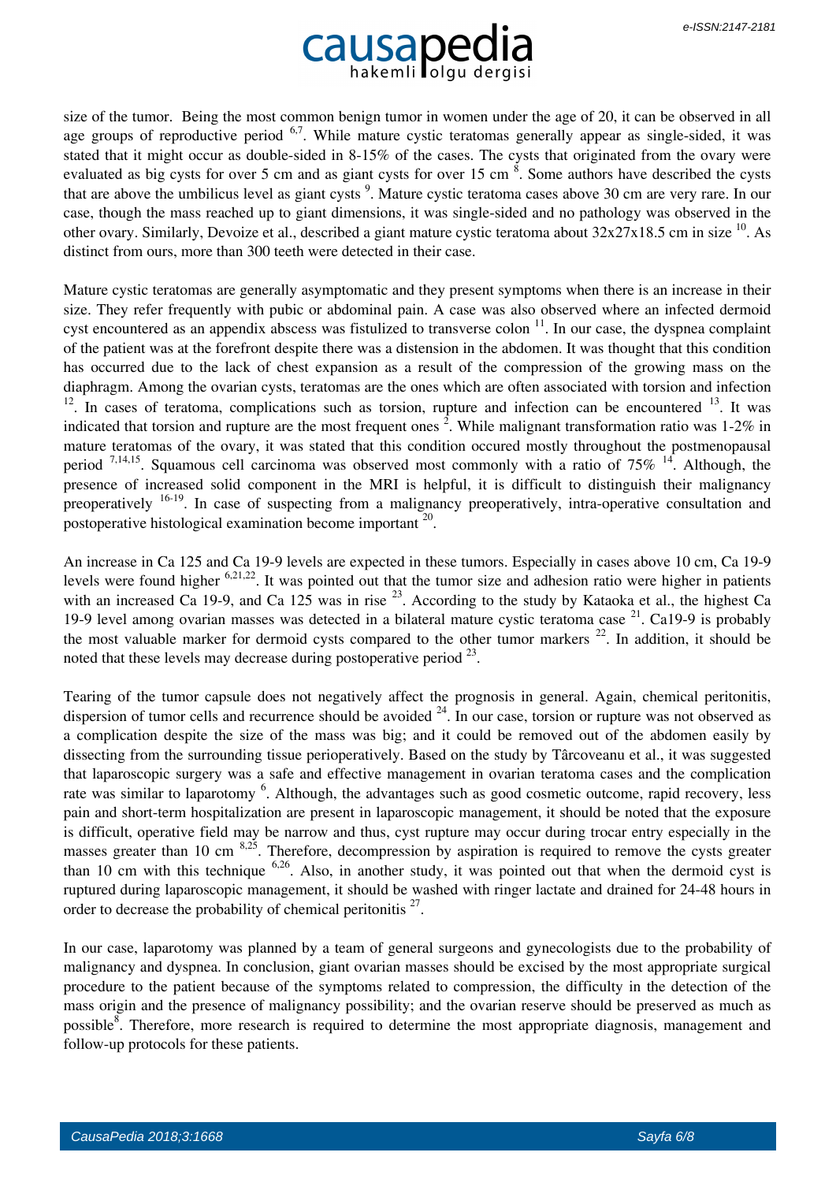size of the tumor. Being the most common benign tumor in women under the age of 20, it can be observed in all age groups of reproductive period [6,7]. While mature cystic teratomas generally appear as single-sided, it was stated that it might occur as double-sided in 8-15% of the cases. The cysts that originated from the ovary were evaluated as big cysts for over 5 cm and as giant cysts for over 15 cm [8]. Some authors have described the cysts that are above the umbilicus level as giant cysts [9]. Mature cystic teratoma cases above 30 cm are very rare. In our case, though the mass reached up to giant dimensions, it was single-sided and no pathology was observed in the other ovary. Similarly, Devoize et al., described a giant mature cystic teratoma about 32x27x18.5 cm in size [10]. As distinct from ours, more than 300 teeth were detected in their case.

Mature cystic teratomas are generally asymptomatic and they present symptoms when there is an increase in their size. They refer frequently with pubic or abdominal pain. A case was also observed where an infected dermoid cyst encountered as an appendix abscess was fistulized to transverse colon [11]. In our case, the dyspnea complaint of the patient was at the forefront despite there was a distension in the abdomen. It was thought that this condition has occurred due to the lack of chest expansion as a result of the compression of the growing mass on the diaphragm. Among the ovarian cysts, teratomas are the ones which are often associated with torsion and infection [12]. In cases of teratoma, complications such as torsion, rupture and infection can be encountered [13]. It was indicated that torsion and rupture are the most frequent ones [2]. While malignant transformation ratio was 1-2% in mature teratomas of the ovary, it was stated that this condition occured mostly throughout the postmenopausal period [7,14,15]. Squamous cell carcinoma was observed most commonly with a ratio of 75% [14]. Although, the presence of increased solid component in the MRI is helpful, it is difficult to distinguish their malignancy preoperatively [16-19]. In case of suspecting from a malignancy preoperatively, intra-operative consultation and postoperative histological examination become important [20].

An increase in Ca 125 and Ca 19-9 levels are expected in these tumors. Especially in cases above 10 cm, Ca 19-9 levels were found higher [6,21,22]. It was pointed out that the tumor size and adhesion ratio were higher in patients with an increased Ca 19-9, and Ca 125 was in rise [23]. According to the study by Kataoka et al., the highest Ca 19-9 level among ovarian masses was detected in a bilateral mature cystic teratoma case [21]. Ca19-9 is probably the most valuable marker for dermoid cysts compared to the other tumor markers [22]. In addition, it should be noted that these levels may decrease during postoperative period [23].

Tearing of the tumor capsule does not negatively affect the prognosis in general. Again, chemical peritonitis, dispersion of tumor cells and recurrence should be avoided [24]. In our case, torsion or rupture was not observed as a complication despite the size of the mass was big; and it could be removed out of the abdomen easily by dissecting from the surrounding tissue perioperatively. Based on the study by Târcoveanu et al., it was suggested that laparoscopic surgery was a safe and effective management in ovarian teratoma cases and the complication rate was similar to laparotomy [6]. Although, the advantages such as good cosmetic outcome, rapid recovery, less pain and short-term hospitalization are present in laparoscopic management, it should be noted that the exposure is difficult, operative field may be narrow and thus, cyst rupture may occur during trocar entry especially in the masses greater than 10 cm [8,25]. Therefore, decompression by aspiration is required to remove the cysts greater than 10 cm with this technique [6,26]. Also, in another study, it was pointed out that when the dermoid cyst is ruptured during laparoscopic management, it should be washed with ringer lactate and drained for 24-48 hours in order to decrease the probability of chemical peritonitis [27].

In our case, laparotomy was planned by a team of general surgeons and gynecologists due to the probability of malignancy and dyspnea. In conclusion, giant ovarian masses should be excised by the most appropriate surgical procedure to the patient because of the symptoms related to compression, the difficulty in the detection of the mass origin and the presence of malignancy possibility; and the ovarian reserve should be preserved as much as possible[8]. Therefore, more research is required to determine the most appropriate diagnosis, management and follow-up protocols for these patients.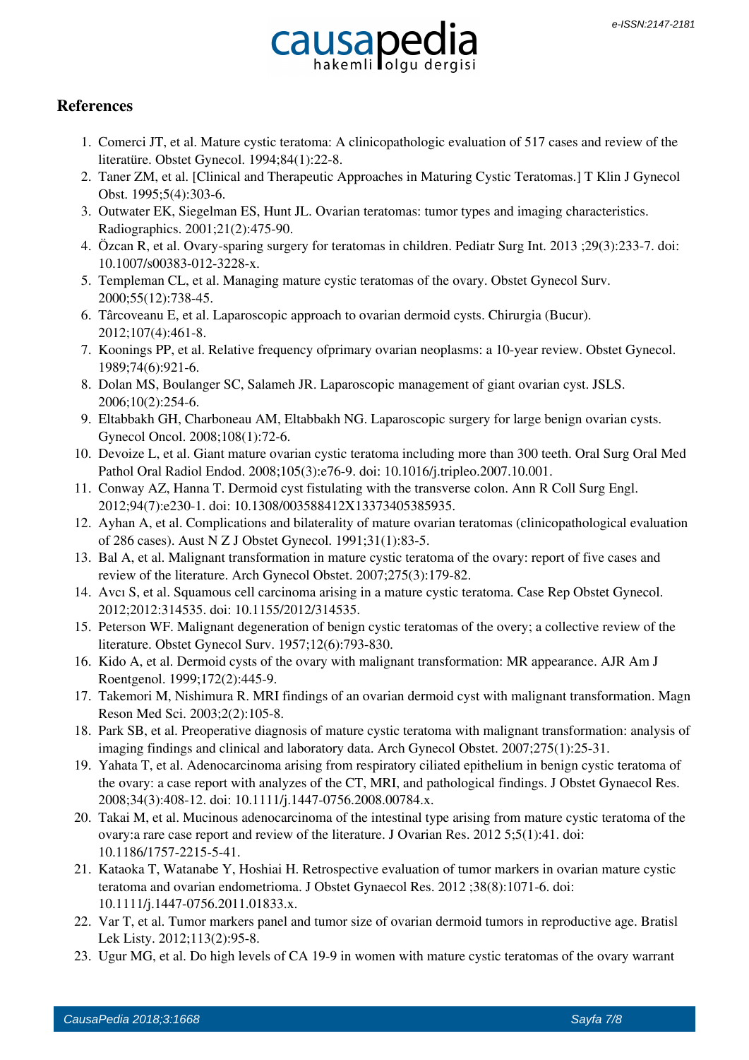## References

1. Comerci JT, et al. Mature cystic teratoma: A clinicopathologic evaluation of 517 cases and review of the literatüre. Obstet Gynecol. 1994;84(1):22-8.
2. Taner ZM, et al. [Clinical and Therapeutic Approaches in Maturing Cystic Teratomas.] T Klin J Gynecol Obst. 1995;5(4):303-6.
3. Outwater EK, Siegelman ES, Hunt JL. Ovarian teratomas: tumor types and imaging characteristics. Radiographics. 2001;21(2):475-90.
4. Özcan R, et al. Ovary-sparing surgery for teratomas in children. Pediatr Surg Int. 2013 ;29(3):233-7. doi: 10.1007/s00383-012-3228-x.
5. Templeman CL, et al. Managing mature cystic teratomas of the ovary. Obstet Gynecol Surv. 2000;55(12):738-45.
6. Târcoveanu E, et al. Laparoscopic approach to ovarian dermoid cysts. Chirurgia (Bucur). 2012;107(4):461-8.
7. Koonings PP, et al. Relative frequency ofprimary ovarian neoplasms: a 10-year review. Obstet Gynecol. 1989;74(6):921-6.
8. Dolan MS, Boulanger SC, Salameh JR. Laparoscopic management of giant ovarian cyst. JSLS. 2006;10(2):254-6.
9. Eltabbakh GH, Charboneau AM, Eltabbakh NG. Laparoscopic surgery for large benign ovarian cysts. Gynecol Oncol. 2008;108(1):72-6.
10. Devoize L, et al. Giant mature ovarian cystic teratoma including more than 300 teeth. Oral Surg Oral Med Pathol Oral Radiol Endod. 2008;105(3):e76-9. doi: 10.1016/j.tripleo.2007.10.001.
11. Conway AZ, Hanna T. Dermoid cyst fistulating with the transverse colon. Ann R Coll Surg Engl. 2012;94(7):e230-1. doi: 10.1308/003588412X13373405385935.
12. Ayhan A, et al. Complications and bilaterality of mature ovarian teratomas (clinicopathological evaluation of 286 cases). Aust N Z J Obstet Gynecol. 1991;31(1):83-5.
13. Bal A, et al. Malignant transformation in mature cystic teratoma of the ovary: report of five cases and review of the literature. Arch Gynecol Obstet. 2007;275(3):179-82.
14. Avcı S, et al. Squamous cell carcinoma arising in a mature cystic teratoma. Case Rep Obstet Gynecol. 2012;2012:314535. doi: 10.1155/2012/314535.
15. Peterson WF. Malignant degeneration of benign cystic teratomas of the overy; a collective review of the literature. Obstet Gynecol Surv. 1957;12(6):793-830.
16. Kido A, et al. Dermoid cysts of the ovary with malignant transformation: MR appearance. AJR Am J Roentgenol. 1999;172(2):445-9.
17. Takemori M, Nishimura R. MRI findings of an ovarian dermoid cyst with malignant transformation. Magn Reson Med Sci. 2003;2(2):105-8.
18. Park SB, et al. Preoperative diagnosis of mature cystic teratoma with malignant transformation: analysis of imaging findings and clinical and laboratory data. Arch Gynecol Obstet. 2007;275(1):25-31.
19. Yahata T, et al. Adenocarcinoma arising from respiratory ciliated epithelium in benign cystic teratoma of the ovary: a case report with analyzes of the CT, MRI, and pathological findings. J Obstet Gynaecol Res. 2008;34(3):408-12. doi: 10.1111/j.1447-0756.2008.00784.x.
20. Takai M, et al. Mucinous adenocarcinoma of the intestinal type arising from mature cystic teratoma of the ovary:a rare case report and review of the literature. J Ovarian Res. 2012 5;5(1):41. doi: 10.1186/1757-2215-5-41.
21. Kataoka T, Watanabe Y, Hoshiai H. Retrospective evaluation of tumor markers in ovarian mature cystic teratoma and ovarian endometrioma. J Obstet Gynaecol Res. 2012 ;38(8):1071-6. doi: 10.1111/j.1447-0756.2011.01833.x.
22. Var T, et al. Tumor markers panel and tumor size of ovarian dermoid tumors in reproductive age. Bratisl Lek Listy. 2012;113(2):95-8.
23. Ugur MG, et al. Do high levels of CA 19-9 in women with mature cystic teratomas of the ovary warrant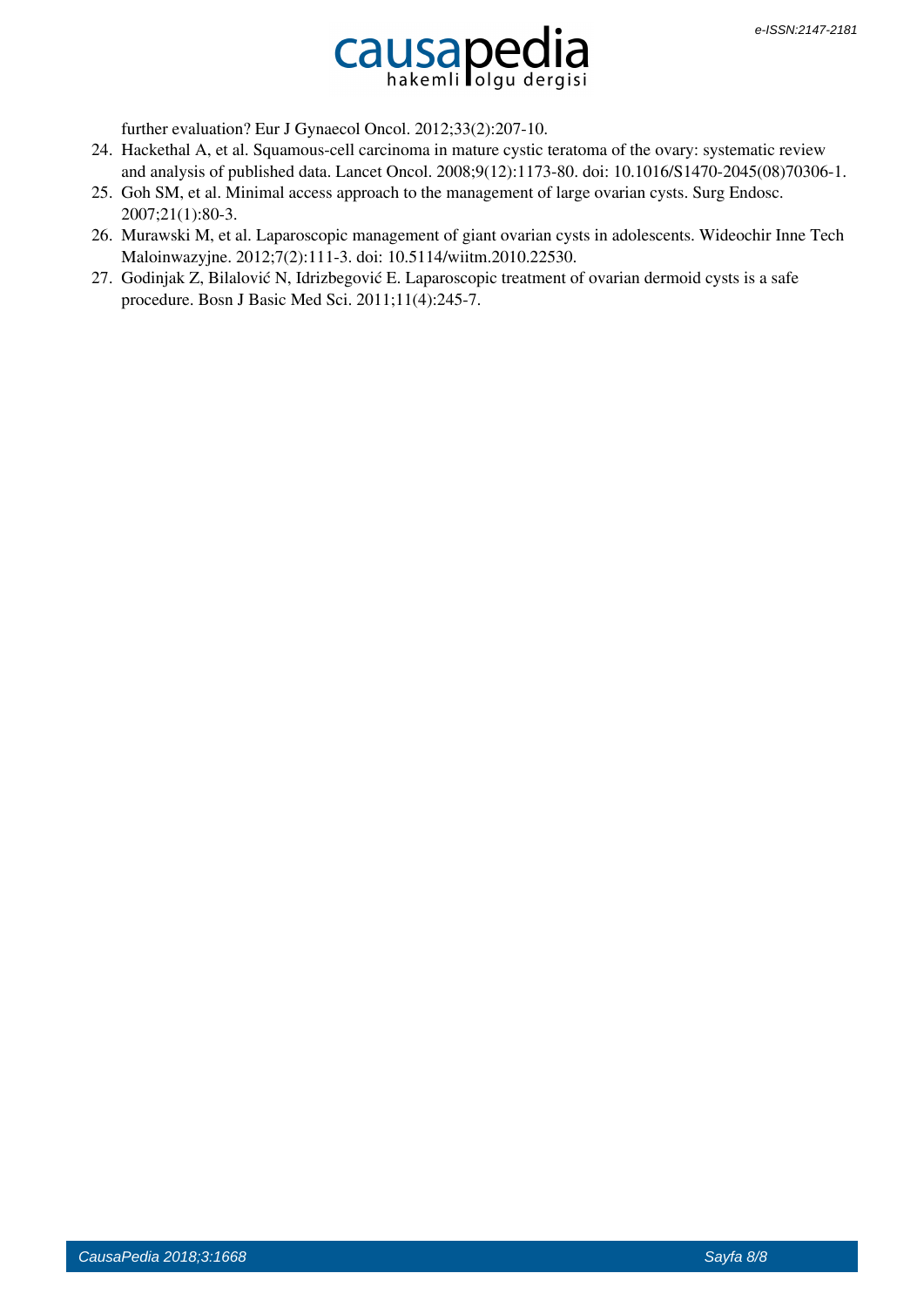further evaluation? Eur J Gynaecol Oncol. 2012;33(2):207-10.

24. Hackethal A, et al. Squamous-cell carcinoma in mature cystic teratoma of the ovary: systematic review and analysis of published data. Lancet Oncol. 2008;9(12):1173-80. doi: 10.1016/S1470-2045(08)70306-1.
25. Goh SM, et al. Minimal access approach to the management of large ovarian cysts. Surg Endosc. 2007;21(1):80-3.
26. Murawski M, et al. Laparoscopic management of giant ovarian cysts in adolescents. Wideochir Inne Tech Maloinwazyjne. 2012;7(2):111-3. doi: 10.5114/wiitm.2010.22530.
27. Godinjak Z, Bilalović N, Idrizbegović E. Laparoscopic treatment of ovarian dermoid cysts is a safe procedure. Bosn J Basic Med Sci. 2011;11(4):245-7.